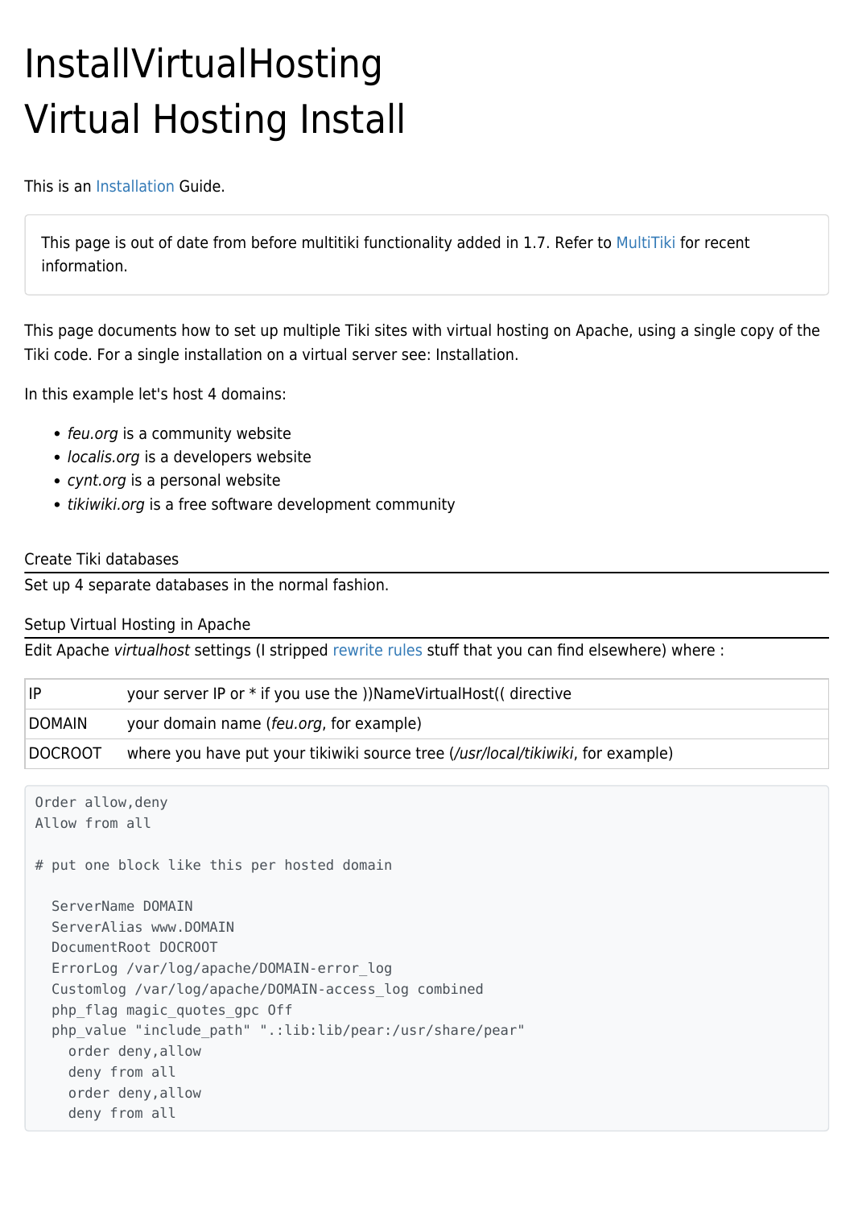# InstallVirtualHosting

# Virtual Hosting Install

This is an Installation Guide.

> This page is out of date from before multitiki functionality added in 1.7. Refer to MultiTiki for recent information.

This page documents how to set up multiple Tiki sites with virtual hosting on Apache, using a single copy of the Tiki code. For a single installation on a virtual server see: Installation.

In this example let's host 4 domains:

- *feu.org* is a community website
- *localis.org* is a developers website
- *cynt.org* is a personal website
- *tikiwiki.org* is a free software development community

### Create Tiki databases

Set up 4 separate databases in the normal fashion.

### Setup Virtual Hosting in Apache

Edit Apache *virtualhost* settings (I stripped rewrite rules stuff that you can find elsewhere) where :

| | |
|---|---|
| IP | your server IP or * if you use the ))NameVirtualHost(( directive |
| DOMAIN | your domain name (*feu.org*, for example) |
| DOCROOT | where you have put your tikiwiki source tree (*/usr/local/tikiwiki*, for example) |

```
Order allow,deny
Allow from all

# put one block like this per hosted domain

  ServerName DOMAIN
  ServerAlias www.DOMAIN
  DocumentRoot DOCROOT
  ErrorLog /var/log/apache/DOMAIN-error_log
  Customlog /var/log/apache/DOMAIN-access_log combined
  php_flag magic_quotes_gpc Off
  php_value "include_path" ".:lib:lib/pear:/usr/share/pear"
    order deny,allow
    deny from all
    order deny,allow
    deny from all
```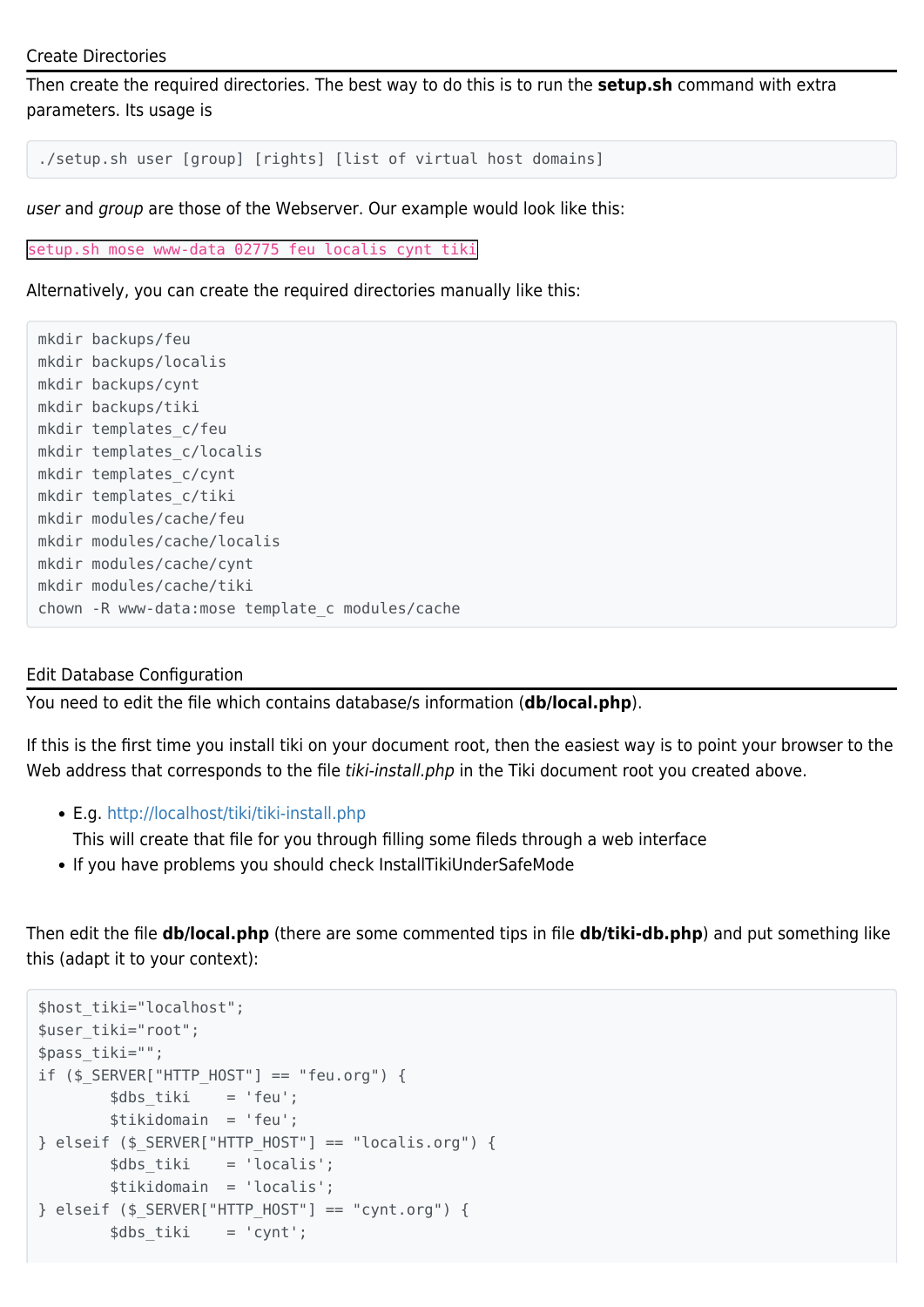### Create Directories

Then create the required directories. The best way to do this is to run the **setup.sh** command with extra parameters. Its usage is

```
./setup.sh user [group] [rights] [list of virtual host domains]
```

*user* and *group* are those of the Webserver. Our example would look like this:

`setup.sh mose www-data 02775 feu localis cynt tiki`

Alternatively, you can create the required directories manually like this:

```
mkdir backups/feu
mkdir backups/localis
mkdir backups/cynt
mkdir backups/tiki
mkdir templates_c/feu
mkdir templates_c/localis
mkdir templates_c/cynt
mkdir templates_c/tiki
mkdir modules/cache/feu
mkdir modules/cache/localis
mkdir modules/cache/cynt
mkdir modules/cache/tiki
chown -R www-data:mose template_c modules/cache
```

### Edit Database Configuration

You need to edit the file which contains database/s information (**db/local.php**).

If this is the first time you install tiki on your document root, then the easiest way is to point your browser to the Web address that corresponds to the file *tiki-install.php* in the Tiki document root you created above.

- E.g. http://localhost/tiki/tiki-install.php
  This will create that file for you through filling some fileds through a web interface
- If you have problems you should check InstallTikiUnderSafeMode

Then edit the file **db/local.php** (there are some commented tips in file **db/tiki-db.php**) and put something like this (adapt it to your context):

```
$host_tiki="localhost";
$user_tiki="root";
$pass_tiki="";
if ($_SERVER["HTTP_HOST"] == "feu.org") {
        $dbs_tiki    = 'feu';
        $tikidomain  = 'feu';
} elseif ($_SERVER["HTTP_HOST"] == "localis.org") {
        $dbs_tiki    = 'localis';
        $tikidomain  = 'localis';
} elseif ($_SERVER["HTTP_HOST"] == "cynt.org") {
        $dbs_tiki    = 'cynt';
```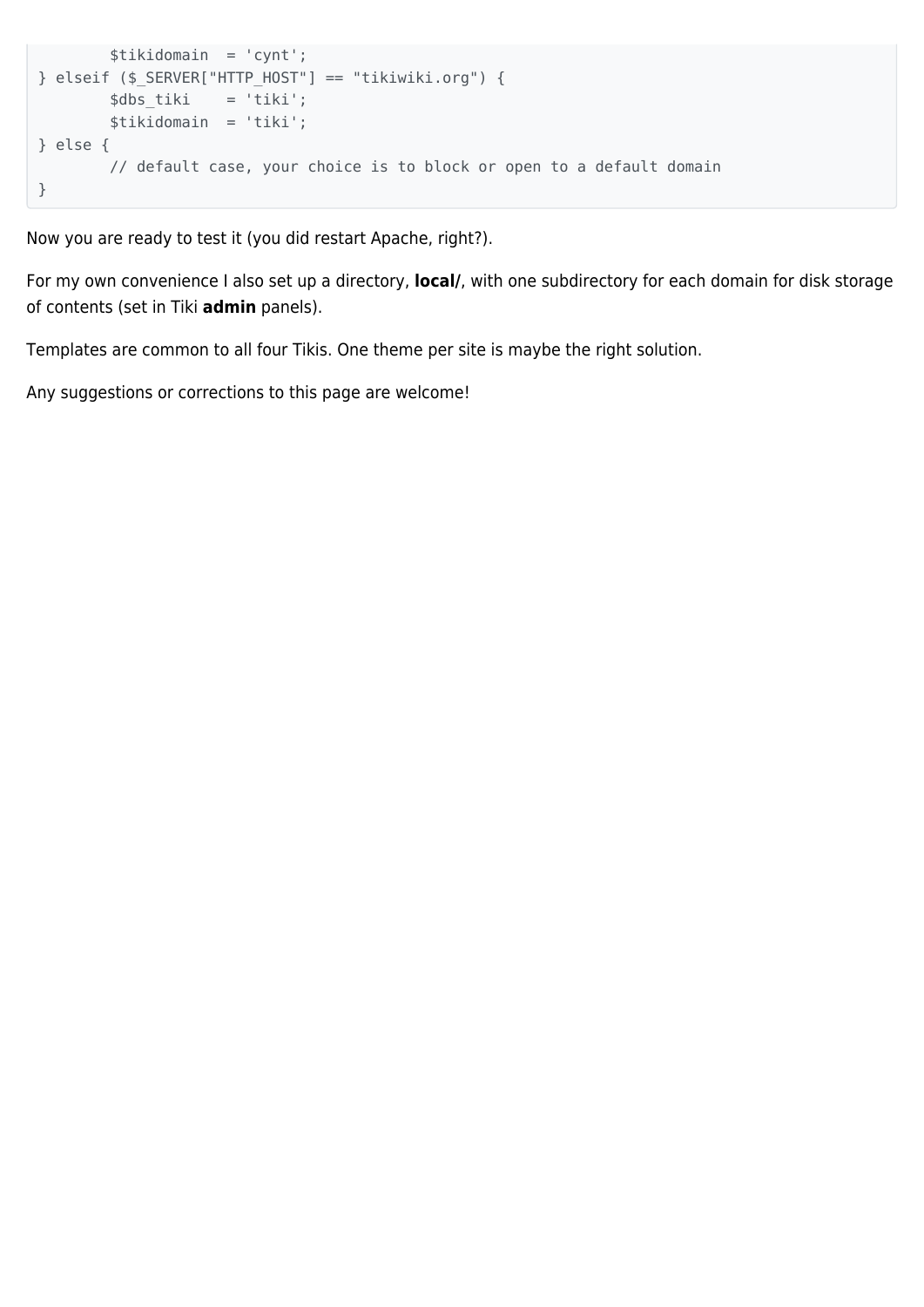```
        $tikidomain  = 'cynt';
} elseif ($_SERVER["HTTP_HOST"] == "tikiwiki.org") {
        $dbs_tiki    = 'tiki';
        $tikidomain  = 'tiki';
} else {
        // default case, your choice is to block or open to a default domain
}
```

Now you are ready to test it (you did restart Apache, right?).

For my own convenience I also set up a directory, **local/**, with one subdirectory for each domain for disk storage of contents (set in Tiki **admin** panels).

Templates are common to all four Tikis. One theme per site is maybe the right solution.

Any suggestions or corrections to this page are welcome!